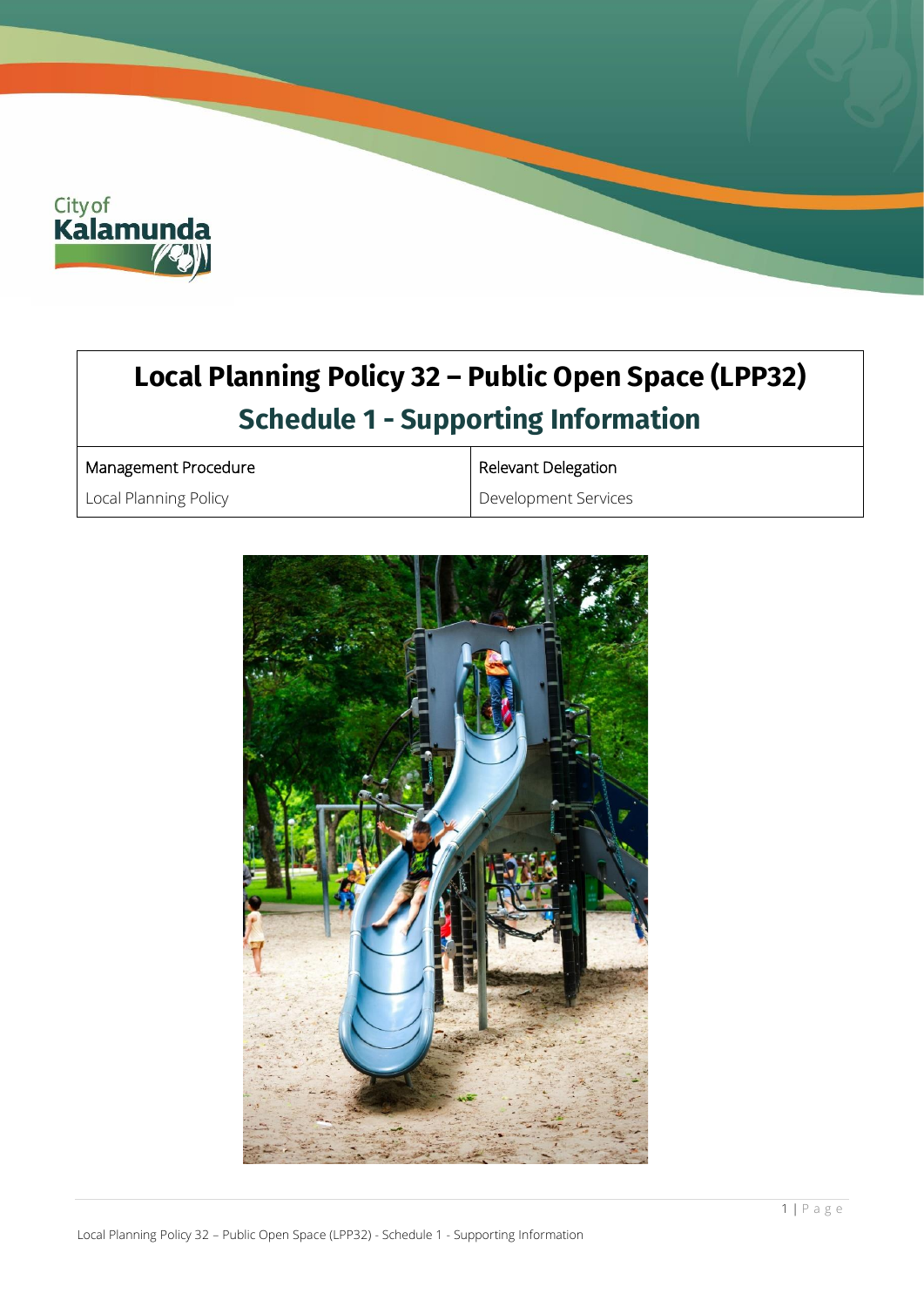# Local Planning Policy 32 – Public Open Space (LPP32)

## Schedule 1 - Supporting Information

| Management Procedure | Relevant Delegation |
| --- | --- |
| Local Planning Policy | Development Services |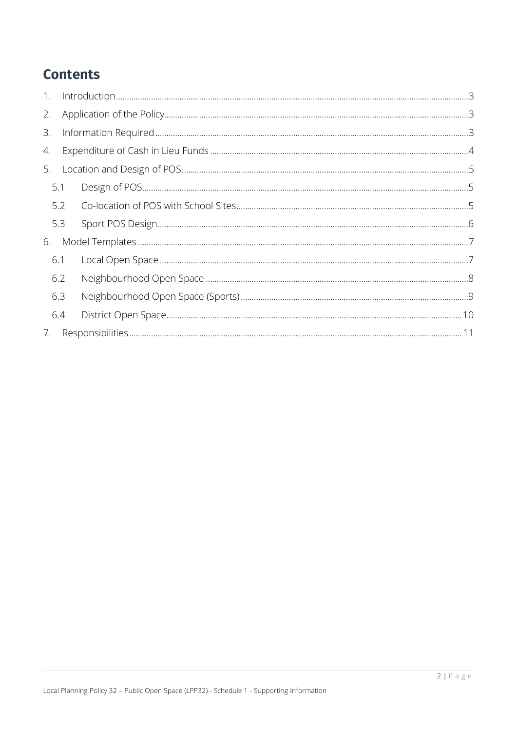# Contents

1. Introduction ... 3
2. Application of the Policy ... 3
3. Information Required ... 3
4. Expenditure of Cash in Lieu Funds ... 4
5. Location and Design of POS ... 5
   - 5.1 Design of POS ... 5
   - 5.2 Co-location of POS with School Sites ... 5
   - 5.3 Sport POS Design ... 6
6. Model Templates ... 7
   - 6.1 Local Open Space ... 7
   - 6.2 Neighbourhood Open Space ... 8
   - 6.3 Neighbourhood Open Space (Sports) ... 9
   - 6.4 District Open Space ... 10
7. Responsibilities ... 11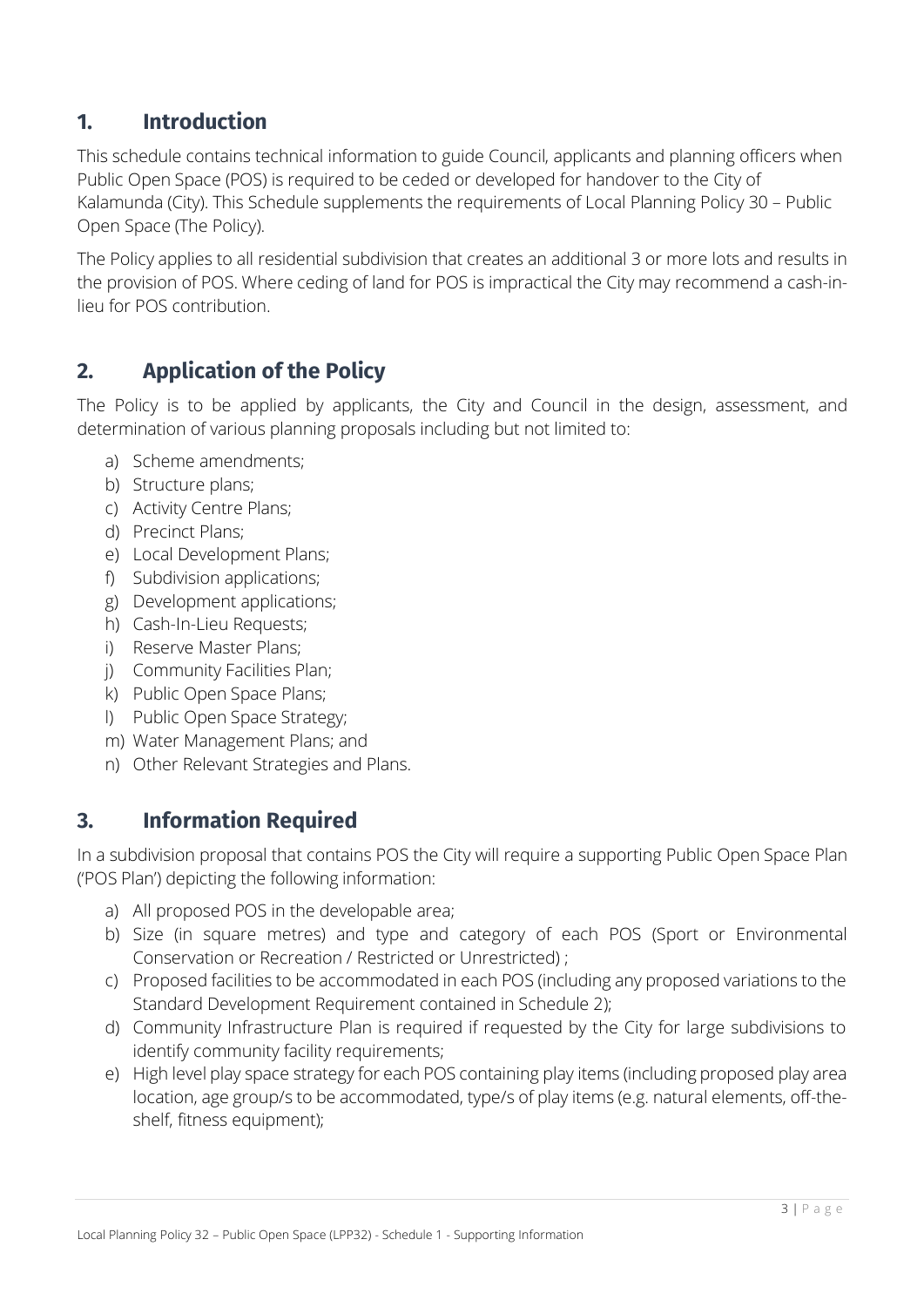## 1. Introduction

This schedule contains technical information to guide Council, applicants and planning officers when Public Open Space (POS) is required to be ceded or developed for handover to the City of Kalamunda (City). This Schedule supplements the requirements of Local Planning Policy 30 – Public Open Space (The Policy).

The Policy applies to all residential subdivision that creates an additional 3 or more lots and results in the provision of POS. Where ceding of land for POS is impractical the City may recommend a cash-in-lieu for POS contribution.

## 2. Application of the Policy

The Policy is to be applied by applicants, the City and Council in the design, assessment, and determination of various planning proposals including but not limited to:

a) Scheme amendments;
b) Structure plans;
c) Activity Centre Plans;
d) Precinct Plans;
e) Local Development Plans;
f) Subdivision applications;
g) Development applications;
h) Cash-In-Lieu Requests;
i) Reserve Master Plans;
j) Community Facilities Plan;
k) Public Open Space Plans;
l) Public Open Space Strategy;
m) Water Management Plans; and
n) Other Relevant Strategies and Plans.

## 3. Information Required

In a subdivision proposal that contains POS the City will require a supporting Public Open Space Plan ('POS Plan') depicting the following information:

a) All proposed POS in the developable area;
b) Size (in square metres) and type and category of each POS (Sport or Environmental Conservation or Recreation / Restricted or Unrestricted) ;
c) Proposed facilities to be accommodated in each POS (including any proposed variations to the Standard Development Requirement contained in Schedule 2);
d) Community Infrastructure Plan is required if requested by the City for large subdivisions to identify community facility requirements;
e) High level play space strategy for each POS containing play items (including proposed play area location, age group/s to be accommodated, type/s of play items (e.g. natural elements, off-the-shelf, fitness equipment);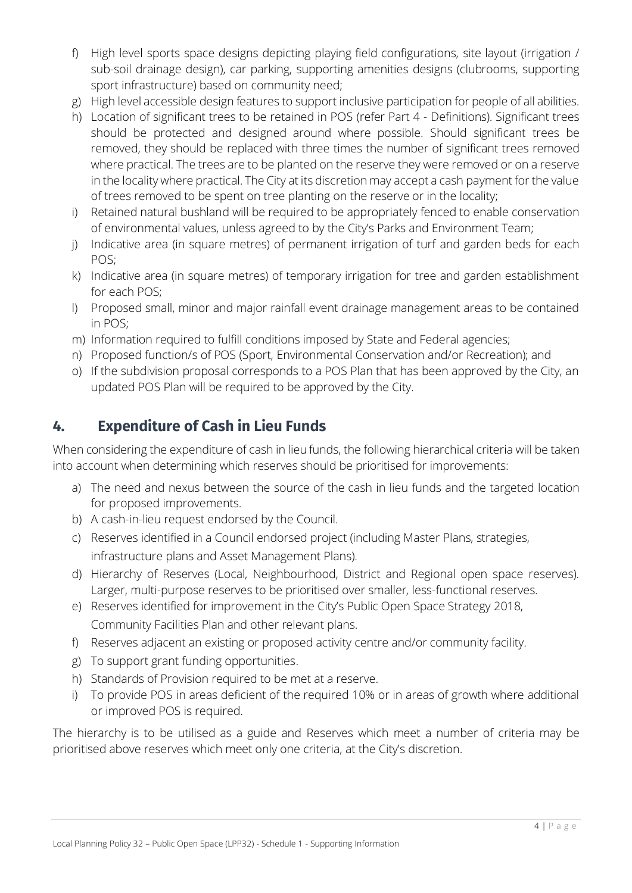f) High level sports space designs depicting playing field configurations, site layout (irrigation / sub-soil drainage design), car parking, supporting amenities designs (clubrooms, supporting sport infrastructure) based on community need;
g) High level accessible design features to support inclusive participation for people of all abilities.
h) Location of significant trees to be retained in POS (refer Part 4 - Definitions). Significant trees should be protected and designed around where possible. Should significant trees be removed, they should be replaced with three times the number of significant trees removed where practical. The trees are to be planted on the reserve they were removed or on a reserve in the locality where practical. The City at its discretion may accept a cash payment for the value of trees removed to be spent on tree planting on the reserve or in the locality;
i) Retained natural bushland will be required to be appropriately fenced to enable conservation of environmental values, unless agreed to by the City's Parks and Environment Team;
j) Indicative area (in square metres) of permanent irrigation of turf and garden beds for each POS;
k) Indicative area (in square metres) of temporary irrigation for tree and garden establishment for each POS;
l) Proposed small, minor and major rainfall event drainage management areas to be contained in POS;
m) Information required to fulfill conditions imposed by State and Federal agencies;
n) Proposed function/s of POS (Sport, Environmental Conservation and/or Recreation); and
o) If the subdivision proposal corresponds to a POS Plan that has been approved by the City, an updated POS Plan will be required to be approved by the City.

## 4. Expenditure of Cash in Lieu Funds

When considering the expenditure of cash in lieu funds, the following hierarchical criteria will be taken into account when determining which reserves should be prioritised for improvements:

a) The need and nexus between the source of the cash in lieu funds and the targeted location for proposed improvements.
b) A cash-in-lieu request endorsed by the Council.
c) Reserves identified in a Council endorsed project (including Master Plans, strategies, infrastructure plans and Asset Management Plans).
d) Hierarchy of Reserves (Local, Neighbourhood, District and Regional open space reserves). Larger, multi-purpose reserves to be prioritised over smaller, less-functional reserves.
e) Reserves identified for improvement in the City's Public Open Space Strategy 2018, Community Facilities Plan and other relevant plans.
f) Reserves adjacent an existing or proposed activity centre and/or community facility.
g) To support grant funding opportunities.
h) Standards of Provision required to be met at a reserve.
i) To provide POS in areas deficient of the required 10% or in areas of growth where additional or improved POS is required.

The hierarchy is to be utilised as a guide and Reserves which meet a number of criteria may be prioritised above reserves which meet only one criteria, at the City's discretion.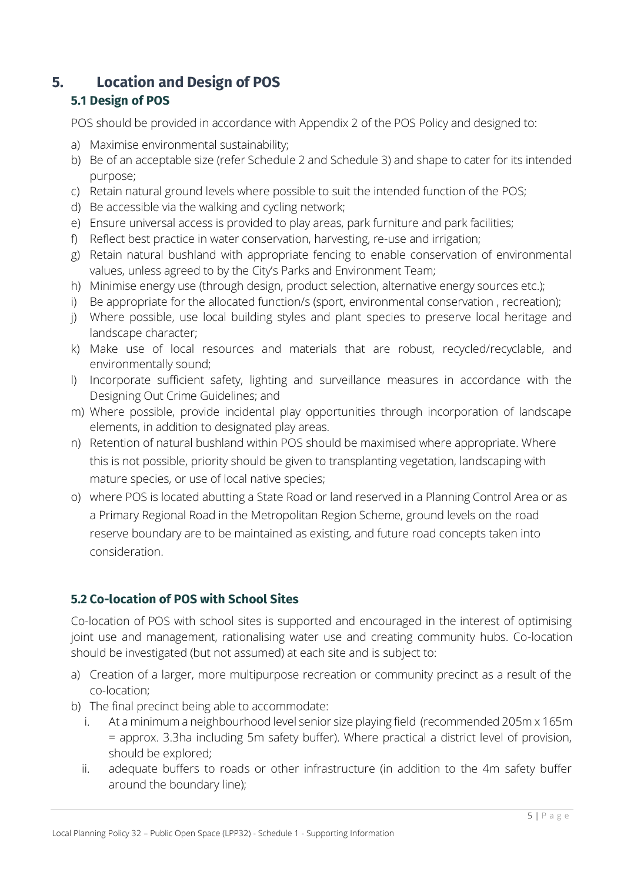# 5. Location and Design of POS

## 5.1 Design of POS

POS should be provided in accordance with Appendix 2 of the POS Policy and designed to:

a) Maximise environmental sustainability;
b) Be of an acceptable size (refer Schedule 2 and Schedule 3) and shape to cater for its intended purpose;
c) Retain natural ground levels where possible to suit the intended function of the POS;
d) Be accessible via the walking and cycling network;
e) Ensure universal access is provided to play areas, park furniture and park facilities;
f) Reflect best practice in water conservation, harvesting, re-use and irrigation;
g) Retain natural bushland with appropriate fencing to enable conservation of environmental values, unless agreed to by the City's Parks and Environment Team;
h) Minimise energy use (through design, product selection, alternative energy sources etc.);
i) Be appropriate for the allocated function/s (sport, environmental conservation , recreation);
j) Where possible, use local building styles and plant species to preserve local heritage and landscape character;
k) Make use of local resources and materials that are robust, recycled/recyclable, and environmentally sound;
l) Incorporate sufficient safety, lighting and surveillance measures in accordance with the Designing Out Crime Guidelines; and
m) Where possible, provide incidental play opportunities through incorporation of landscape elements, in addition to designated play areas.
n) Retention of natural bushland within POS should be maximised where appropriate. Where this is not possible, priority should be given to transplanting vegetation, landscaping with mature species, or use of local native species;
o) where POS is located abutting a State Road or land reserved in a Planning Control Area or as a Primary Regional Road in the Metropolitan Region Scheme, ground levels on the road reserve boundary are to be maintained as existing, and future road concepts taken into consideration.

## 5.2 Co-location of POS with School Sites

Co-location of POS with school sites is supported and encouraged in the interest of optimising joint use and management, rationalising water use and creating community hubs. Co-location should be investigated (but not assumed) at each site and is subject to:

a) Creation of a larger, more multipurpose recreation or community precinct as a result of the co-location;
b) The final precinct being able to accommodate:
   i. At a minimum a neighbourhood level senior size playing field (recommended 205m x 165m = approx. 3.3ha including 5m safety buffer). Where practical a district level of provision, should be explored;
   ii. adequate buffers to roads or other infrastructure (in addition to the 4m safety buffer around the boundary line);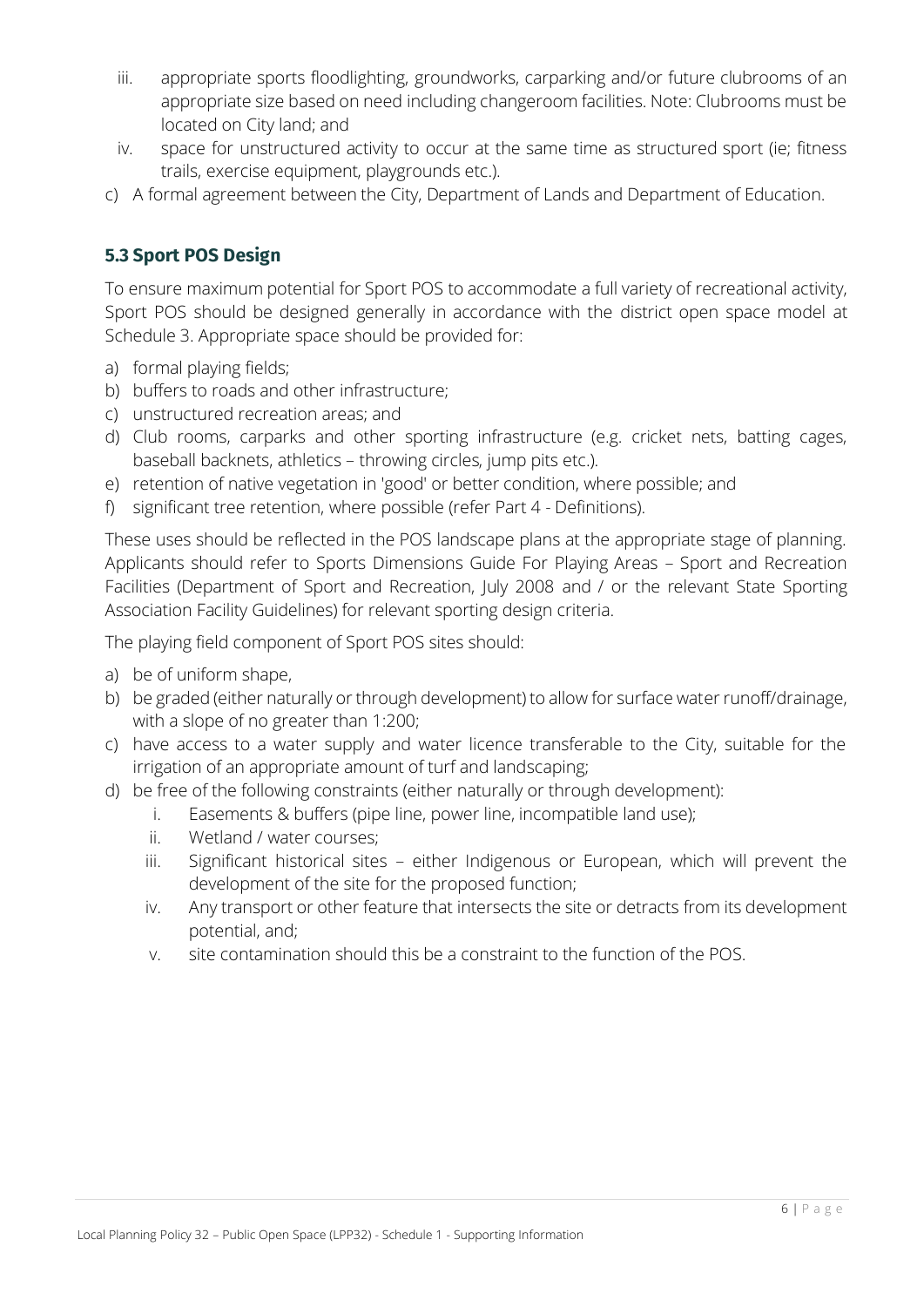iii. appropriate sports floodlighting, groundworks, carparking and/or future clubrooms of an appropriate size based on need including changeroom facilities. Note: Clubrooms must be located on City land; and
iv. space for unstructured activity to occur at the same time as structured sport (ie; fitness trails, exercise equipment, playgrounds etc.).

c) A formal agreement between the City, Department of Lands and Department of Education.

## 5.3 Sport POS Design

To ensure maximum potential for Sport POS to accommodate a full variety of recreational activity, Sport POS should be designed generally in accordance with the district open space model at Schedule 3. Appropriate space should be provided for:

a) formal playing fields;
b) buffers to roads and other infrastructure;
c) unstructured recreation areas; and
d) Club rooms, carparks and other sporting infrastructure (e.g. cricket nets, batting cages, baseball backnets, athletics – throwing circles, jump pits etc.).
e) retention of native vegetation in 'good' or better condition, where possible; and
f) significant tree retention, where possible (refer Part 4 - Definitions).

These uses should be reflected in the POS landscape plans at the appropriate stage of planning. Applicants should refer to Sports Dimensions Guide For Playing Areas – Sport and Recreation Facilities (Department of Sport and Recreation, July 2008 and / or the relevant State Sporting Association Facility Guidelines) for relevant sporting design criteria.

The playing field component of Sport POS sites should:

a) be of uniform shape,
b) be graded (either naturally or through development) to allow for surface water runoff/drainage, with a slope of no greater than 1:200;
c) have access to a water supply and water licence transferable to the City, suitable for the irrigation of an appropriate amount of turf and landscaping;
d) be free of the following constraints (either naturally or through development):
    i. Easements & buffers (pipe line, power line, incompatible land use);
    ii. Wetland / water courses;
    iii. Significant historical sites – either Indigenous or European, which will prevent the development of the site for the proposed function;
    iv. Any transport or other feature that intersects the site or detracts from its development potential, and;
    v. site contamination should this be a constraint to the function of the POS.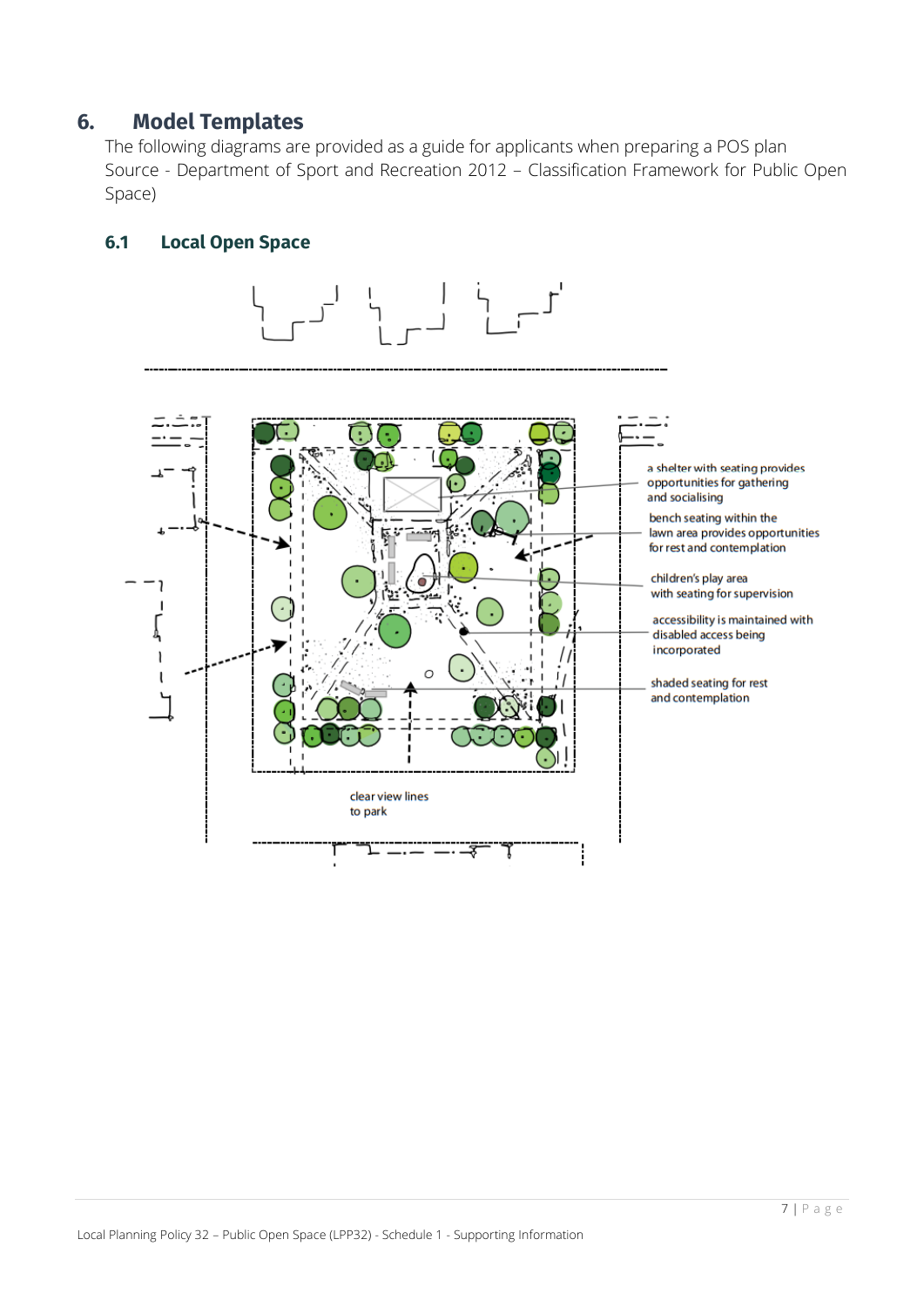## 6. Model Templates

The following diagrams are provided as a guide for applicants when preparing a POS plan Source - Department of Sport and Recreation 2012 – Classification Framework for Public Open Space)

### 6.1 Local Open Space

a shelter with seating provides opportunities for gathering and socialising

bench seating within the lawn area provides opportunities for rest and contemplation

children's play area with seating for supervision

accessibility is maintained with disabled access being incorporated

shaded seating for rest and contemplation

clear view lines to park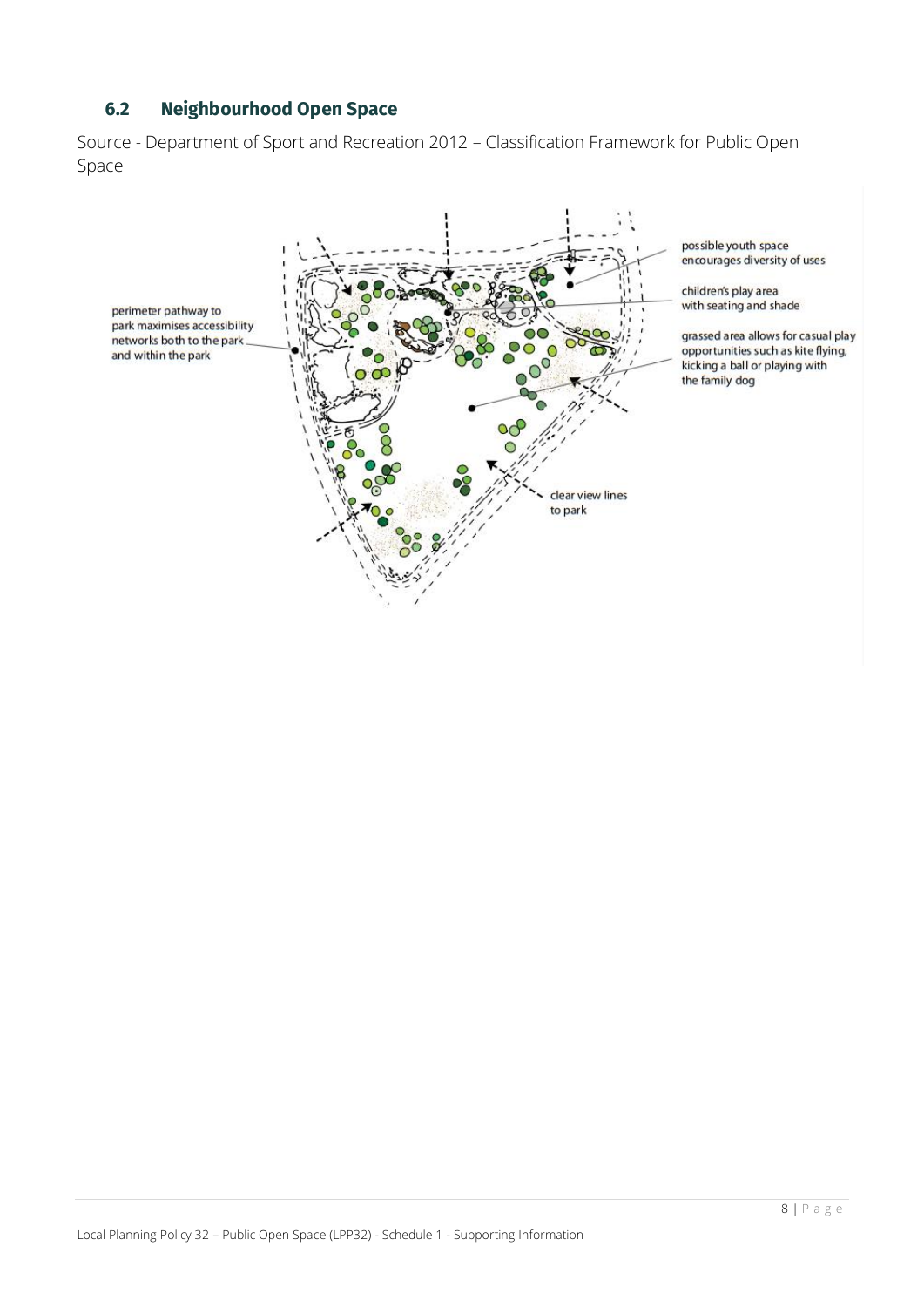## 6.2 Neighbourhood Open Space

Source - Department of Sport and Recreation 2012 – Classification Framework for Public Open Space

perimeter pathway to park maximises accessibility networks both to the park and within the park

possible youth space encourages diversity of uses

children's play area with seating and shade

grassed area allows for casual play opportunities such as kite flying, kicking a ball or playing with the family dog

clear view lines to park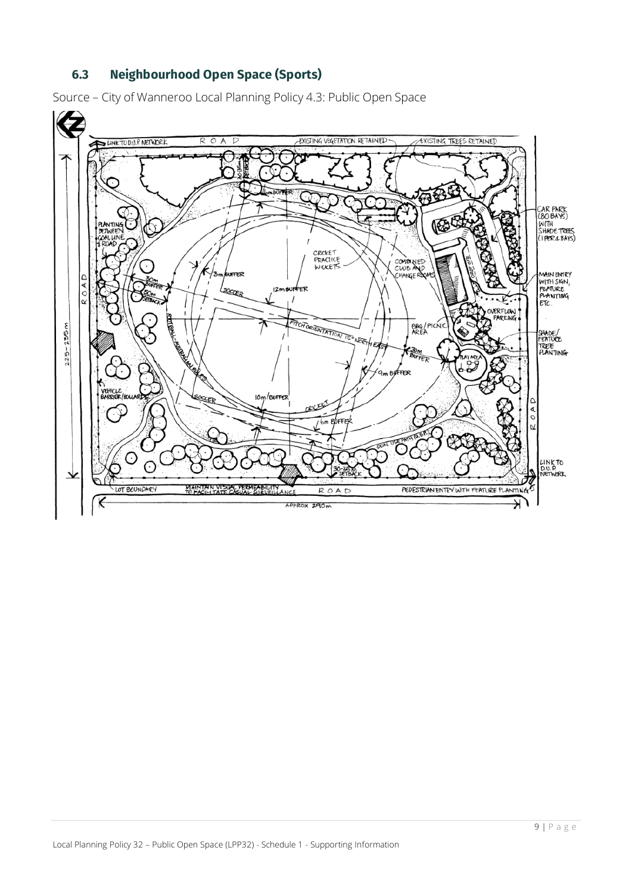## 6.3 Neighbourhood Open Space (Sports)

Source – City of Wanneroo Local Planning Policy 4.3: Public Open Space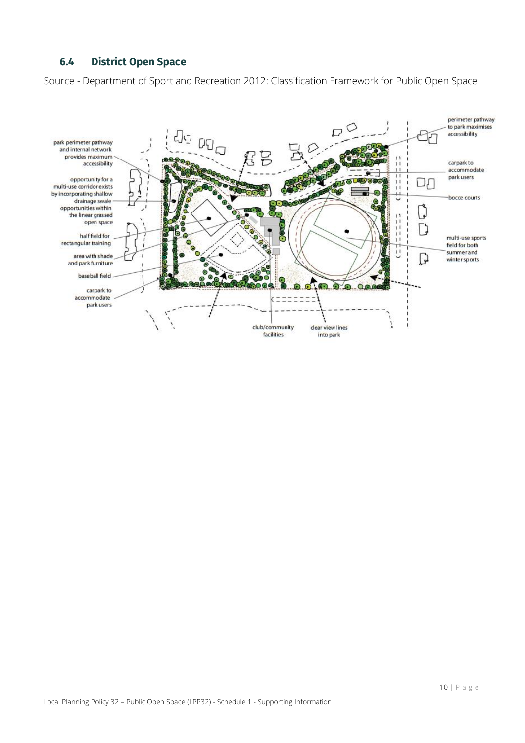## 6.4 District Open Space

Source - Department of Sport and Recreation 2012: Classification Framework for Public Open Space

park perimeter pathway and internal network provides maximum accessibility

opportunity for a multi-use corridor exists by incorporating shallow drainage swale opportunities within the linear grassed open space

half field for rectangular training

area with shade and park furniture

baseball field

carpark to accommodate park users

club/community facilities

clear view lines into park

perimeter pathway to park maximises accessibility

carpark to accommodate park users

bocce courts

multi-use sports field for both summer and winter sports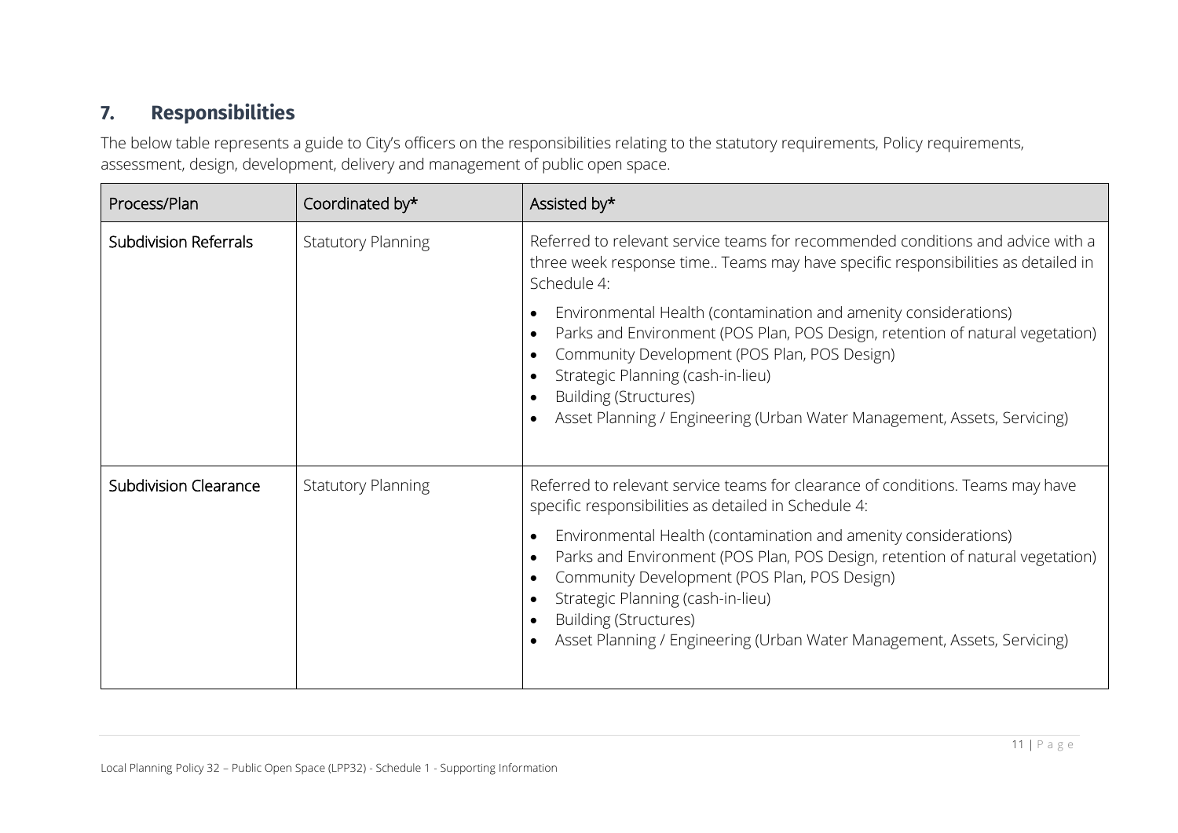## 7. Responsibilities

The below table represents a guide to City's officers on the responsibilities relating to the statutory requirements, Policy requirements, assessment, design, development, delivery and management of public open space.

| Process/Plan | Coordinated by* | Assisted by* |
|---|---|---|
| Subdivision Referrals | Statutory Planning | Referred to relevant service teams for recommended conditions and advice with a three week response time.. Teams may have specific responsibilities as detailed in Schedule 4:<br>• Environmental Health (contamination and amenity considerations)<br>• Parks and Environment (POS Plan, POS Design, retention of natural vegetation)<br>• Community Development (POS Plan, POS Design)<br>• Strategic Planning (cash-in-lieu)<br>• Building (Structures)<br>• Asset Planning / Engineering (Urban Water Management, Assets, Servicing) |
| Subdivision Clearance | Statutory Planning | Referred to relevant service teams for clearance of conditions. Teams may have specific responsibilities as detailed in Schedule 4:<br>• Environmental Health (contamination and amenity considerations)<br>• Parks and Environment (POS Plan, POS Design, retention of natural vegetation)<br>• Community Development (POS Plan, POS Design)<br>• Strategic Planning (cash-in-lieu)<br>• Building (Structures)<br>• Asset Planning / Engineering (Urban Water Management, Assets, Servicing) |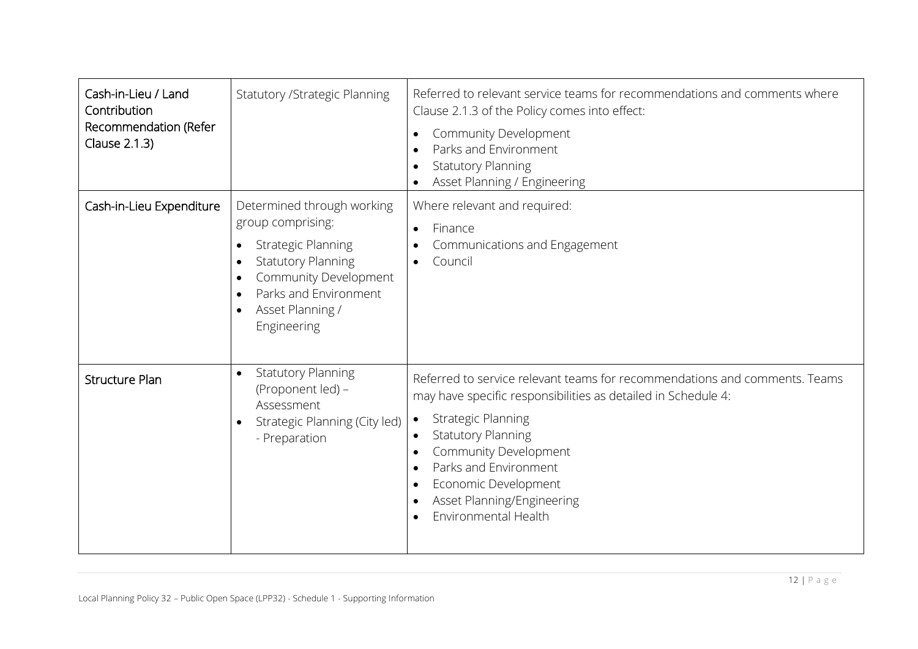| Cash-in-Lieu / Land Contribution Recommendation (Refer Clause 2.1.3) | Statutory /Strategic Planning | Referred to relevant service teams for recommendations and comments where Clause 2.1.3 of the Policy comes into effect:<br>• Community Development<br>• Parks and Environment<br>• Statutory Planning<br>• Asset Planning / Engineering |
|---|---|---|
| Cash-in-Lieu Expenditure | Determined through working group comprising:<br>• Strategic Planning<br>• Statutory Planning<br>• Community Development<br>• Parks and Environment<br>• Asset Planning / Engineering | Where relevant and required:<br>• Finance<br>• Communications and Engagement<br>• Council |
| Structure Plan | • Statutory Planning (Proponent led) – Assessment<br>• Strategic Planning (City led) - Preparation | Referred to service relevant teams for recommendations and comments. Teams may have specific responsibilities as detailed in Schedule 4:<br>• Strategic Planning<br>• Statutory Planning<br>• Community Development<br>• Parks and Environment<br>• Economic Development<br>• Asset Planning/Engineering<br>• Environmental Health |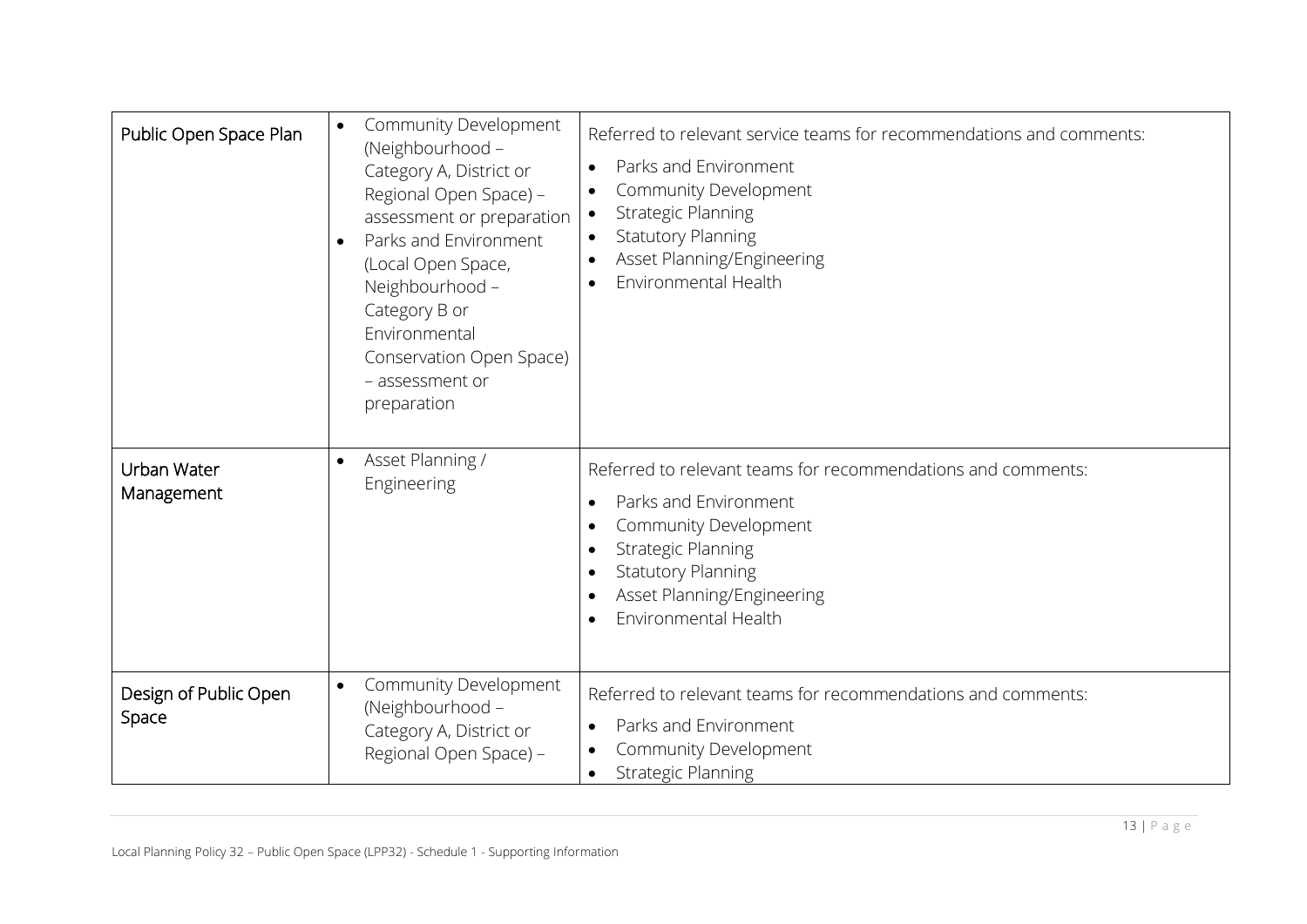| | | |
|---|---|---|
| Public Open Space Plan | • Community Development (Neighbourhood – Category A, District or Regional Open Space) – assessment or preparation<br>• Parks and Environment (Local Open Space, Neighbourhood – Category B or Environmental Conservation Open Space) – assessment or preparation | Referred to relevant service teams for recommendations and comments:<br>• Parks and Environment<br>• Community Development<br>• Strategic Planning<br>• Statutory Planning<br>• Asset Planning/Engineering<br>• Environmental Health |
| Urban Water Management | • Asset Planning / Engineering | Referred to relevant teams for recommendations and comments:<br>• Parks and Environment<br>• Community Development<br>• Strategic Planning<br>• Statutory Planning<br>• Asset Planning/Engineering<br>• Environmental Health |
| Design of Public Open Space | • Community Development (Neighbourhood – Category A, District or Regional Open Space) – | Referred to relevant teams for recommendations and comments:<br>• Parks and Environment<br>• Community Development<br>• Strategic Planning |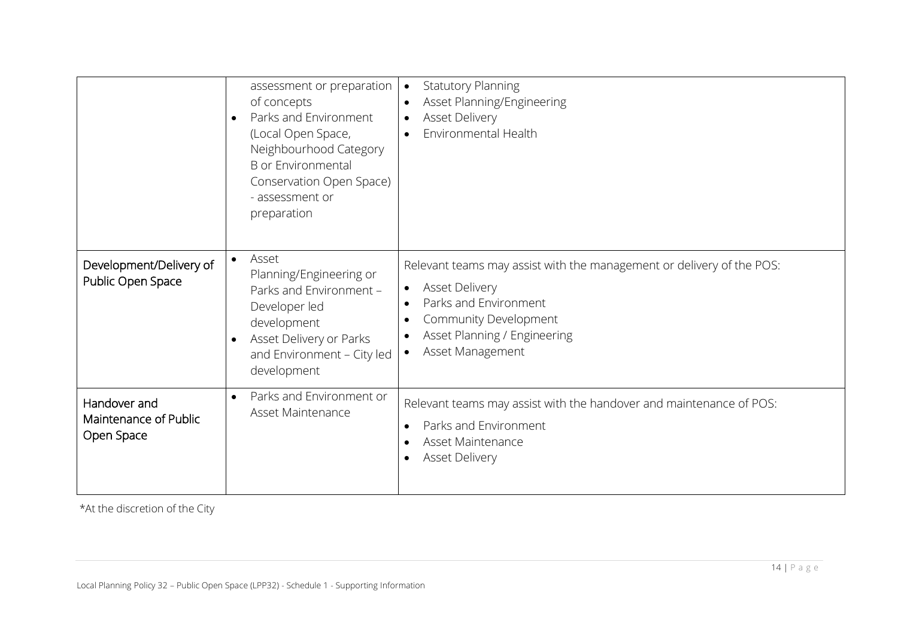| | | |
|---|---|---|
| | assessment or preparation of concepts<br>• Parks and Environment (Local Open Space, Neighbourhood Category B or Environmental Conservation Open Space) - assessment or preparation | • Statutory Planning<br>• Asset Planning/Engineering<br>• Asset Delivery<br>• Environmental Health |
| Development/Delivery of Public Open Space | • Asset Planning/Engineering or Parks and Environment – Developer led development<br>• Asset Delivery or Parks and Environment – City led development | Relevant teams may assist with the management or delivery of the POS:<br>• Asset Delivery<br>• Parks and Environment<br>• Community Development<br>• Asset Planning / Engineering<br>• Asset Management |
| Handover and Maintenance of Public Open Space | • Parks and Environment or Asset Maintenance | Relevant teams may assist with the handover and maintenance of POS:<br>• Parks and Environment<br>• Asset Maintenance<br>• Asset Delivery |

*At the discretion of the City